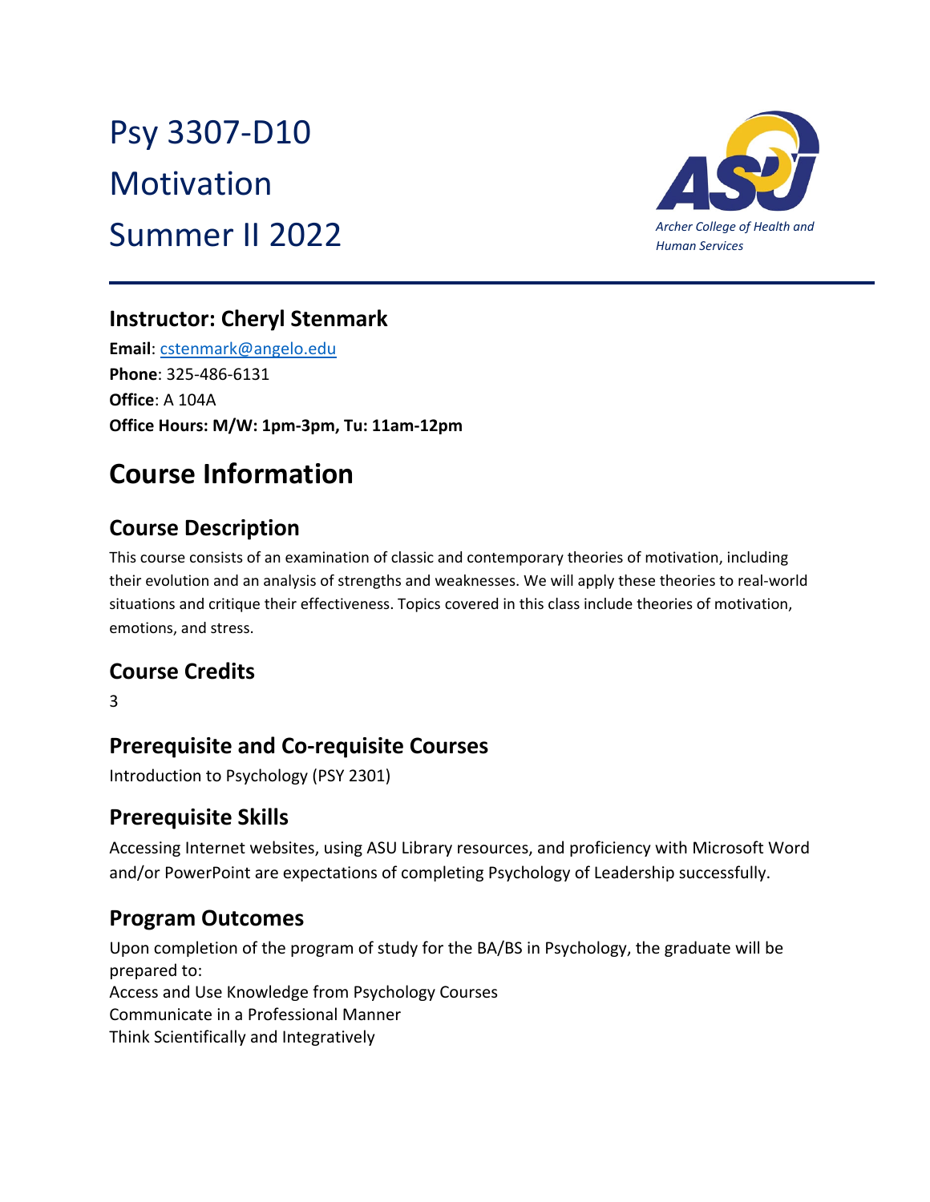# Psy 3307-D10
# Motivation
# Summer II 2022

*Archer College of Health and Human Services*

## Instructor: Cheryl Stenmark

**Email**: cstenmark@angelo.edu
**Phone**: 325-486-6131
**Office**: A 104A
**Office Hours: M/W: 1pm-3pm, Tu: 11am-12pm**

# Course Information

## Course Description

This course consists of an examination of classic and contemporary theories of motivation, including their evolution and an analysis of strengths and weaknesses. We will apply these theories to real-world situations and critique their effectiveness. Topics covered in this class include theories of motivation, emotions, and stress.

## Course Credits

3

## Prerequisite and Co-requisite Courses

Introduction to Psychology (PSY 2301)

## Prerequisite Skills

Accessing Internet websites, using ASU Library resources, and proficiency with Microsoft Word and/or PowerPoint are expectations of completing Psychology of Leadership successfully.

## Program Outcomes

Upon completion of the program of study for the BA/BS in Psychology, the graduate will be prepared to:
Access and Use Knowledge from Psychology Courses
Communicate in a Professional Manner
Think Scientifically and Integratively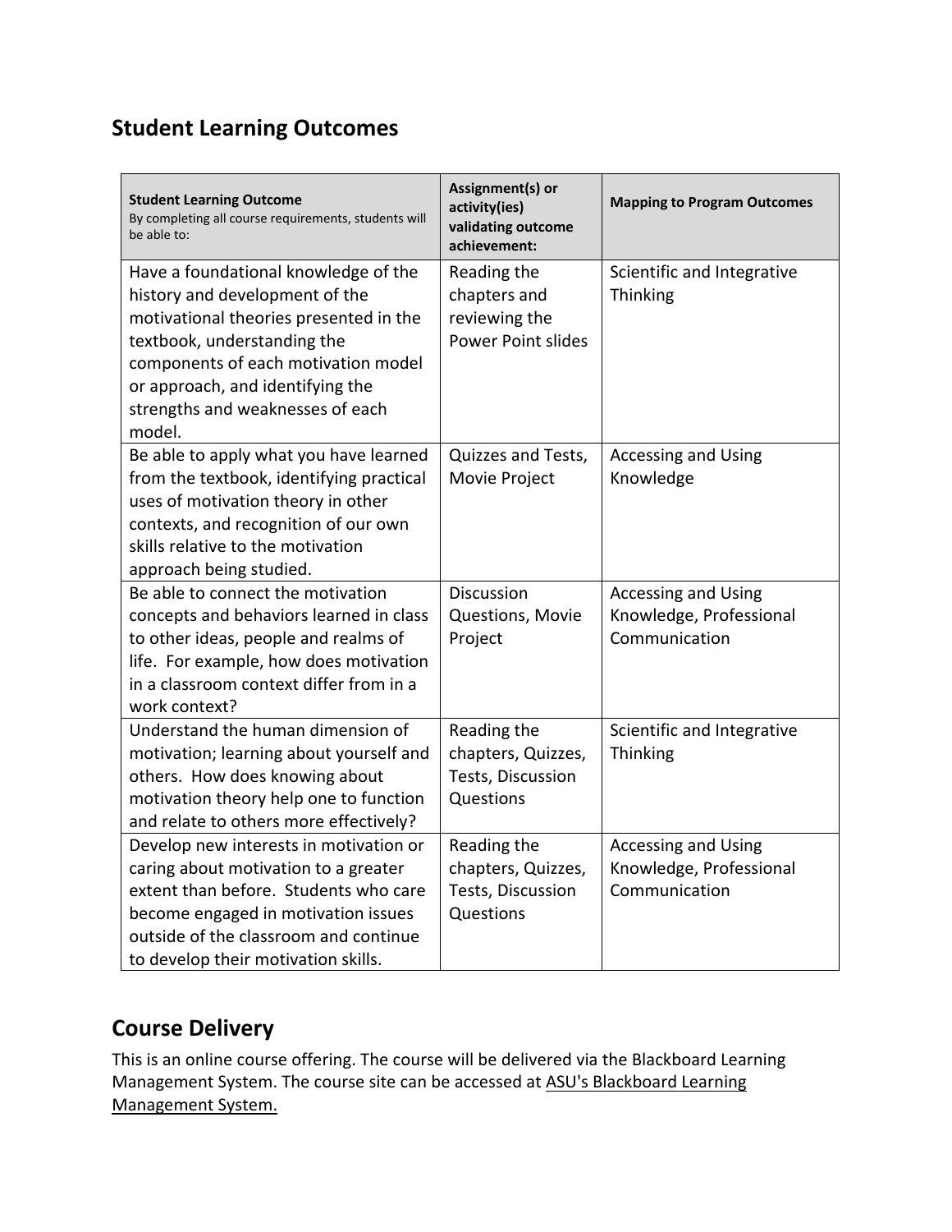## Student Learning Outcomes

| **Student Learning Outcome** By completing all course requirements, students will be able to: | **Assignment(s) or activity(ies) validating outcome achievement:** | **Mapping to Program Outcomes** |
|---|---|---|
| Have a foundational knowledge of the history and development of the motivational theories presented in the textbook, understanding the components of each motivation model or approach, and identifying the strengths and weaknesses of each model. | Reading the chapters and reviewing the Power Point slides | Scientific and Integrative Thinking |
| Be able to apply what you have learned from the textbook, identifying practical uses of motivation theory in other contexts, and recognition of our own skills relative to the motivation approach being studied. | Quizzes and Tests, Movie Project | Accessing and Using Knowledge |
| Be able to connect the motivation concepts and behaviors learned in class to other ideas, people and realms of life. For example, how does motivation in a classroom context differ from in a work context? | Discussion Questions, Movie Project | Accessing and Using Knowledge, Professional Communication |
| Understand the human dimension of motivation; learning about yourself and others. How does knowing about motivation theory help one to function and relate to others more effectively? | Reading the chapters, Quizzes, Tests, Discussion Questions | Scientific and Integrative Thinking |
| Develop new interests in motivation or caring about motivation to a greater extent than before. Students who care become engaged in motivation issues outside of the classroom and continue to develop their motivation skills. | Reading the chapters, Quizzes, Tests, Discussion Questions | Accessing and Using Knowledge, Professional Communication |

## Course Delivery

This is an online course offering. The course will be delivered via the Blackboard Learning Management System. The course site can be accessed at ASU's Blackboard Learning Management System.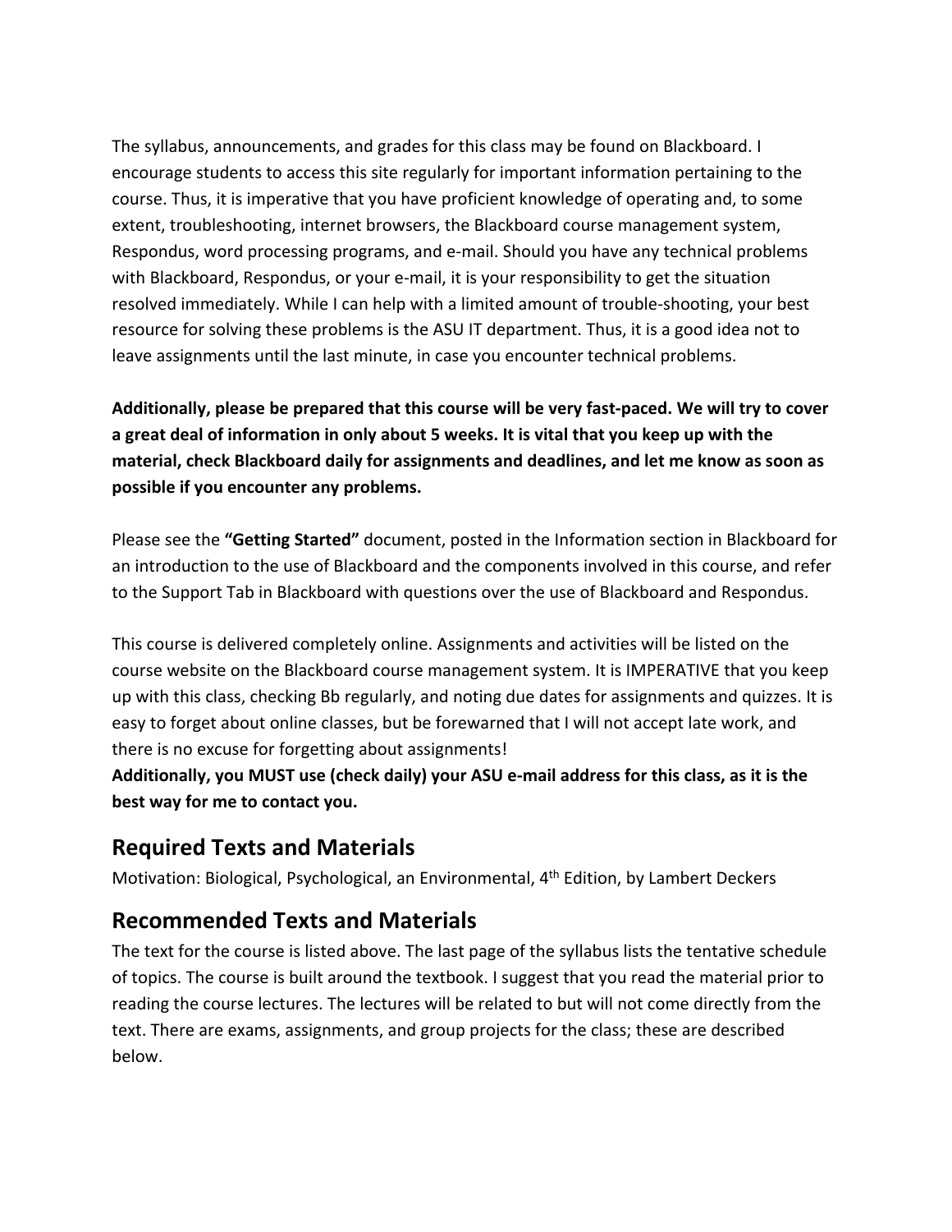The syllabus, announcements, and grades for this class may be found on Blackboard. I encourage students to access this site regularly for important information pertaining to the course. Thus, it is imperative that you have proficient knowledge of operating and, to some extent, troubleshooting, internet browsers, the Blackboard course management system, Respondus, word processing programs, and e-mail. Should you have any technical problems with Blackboard, Respondus, or your e-mail, it is your responsibility to get the situation resolved immediately. While I can help with a limited amount of trouble-shooting, your best resource for solving these problems is the ASU IT department. Thus, it is a good idea not to leave assignments until the last minute, in case you encounter technical problems.

**Additionally, please be prepared that this course will be very fast-paced. We will try to cover a great deal of information in only about 5 weeks. It is vital that you keep up with the material, check Blackboard daily for assignments and deadlines, and let me know as soon as possible if you encounter any problems.**

Please see the **"Getting Started"** document, posted in the Information section in Blackboard for an introduction to the use of Blackboard and the components involved in this course, and refer to the Support Tab in Blackboard with questions over the use of Blackboard and Respondus.

This course is delivered completely online. Assignments and activities will be listed on the course website on the Blackboard course management system. It is IMPERATIVE that you keep up with this class, checking Bb regularly, and noting due dates for assignments and quizzes. It is easy to forget about online classes, but be forewarned that I will not accept late work, and there is no excuse for forgetting about assignments!
**Additionally, you MUST use (check daily) your ASU e-mail address for this class, as it is the best way for me to contact you.**

## Required Texts and Materials

Motivation: Biological, Psychological, an Environmental, 4th Edition, by Lambert Deckers

## Recommended Texts and Materials

The text for the course is listed above. The last page of the syllabus lists the tentative schedule of topics. The course is built around the textbook. I suggest that you read the material prior to reading the course lectures. The lectures will be related to but will not come directly from the text. There are exams, assignments, and group projects for the class; these are described below.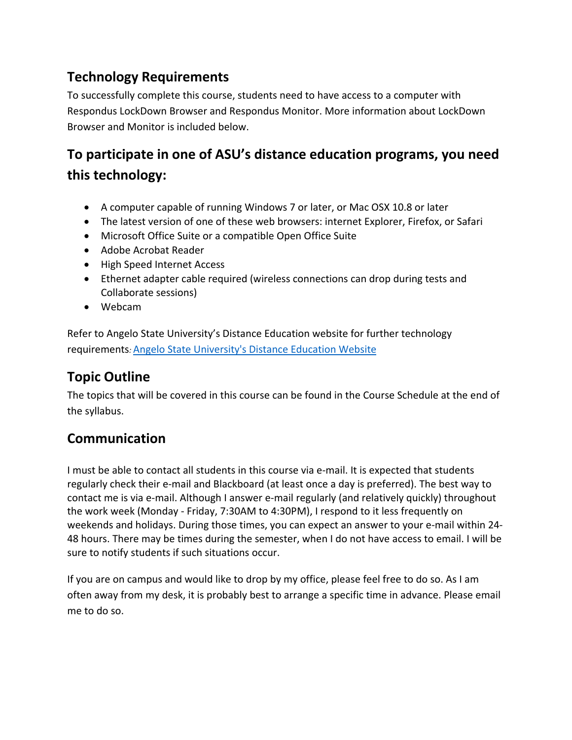## Technology Requirements

To successfully complete this course, students need to have access to a computer with Respondus LockDown Browser and Respondus Monitor. More information about LockDown Browser and Monitor is included below.

## To participate in one of ASU's distance education programs, you need this technology:

- A computer capable of running Windows 7 or later, or Mac OSX 10.8 or later
- The latest version of one of these web browsers: internet Explorer, Firefox, or Safari
- Microsoft Office Suite or a compatible Open Office Suite
- Adobe Acrobat Reader
- High Speed Internet Access
- Ethernet adapter cable required (wireless connections can drop during tests and Collaborate sessions)
- Webcam

Refer to Angelo State University's Distance Education website for further technology requirements: [Angelo State University's Distance Education Website]()

## Topic Outline

The topics that will be covered in this course can be found in the Course Schedule at the end of the syllabus.

## Communication

I must be able to contact all students in this course via e-mail. It is expected that students regularly check their e-mail and Blackboard (at least once a day is preferred). The best way to contact me is via e-mail. Although I answer e-mail regularly (and relatively quickly) throughout the work week (Monday - Friday, 7:30AM to 4:30PM), I respond to it less frequently on weekends and holidays. During those times, you can expect an answer to your e-mail within 24-48 hours. There may be times during the semester, when I do not have access to email. I will be sure to notify students if such situations occur.

If you are on campus and would like to drop by my office, please feel free to do so. As I am often away from my desk, it is probably best to arrange a specific time in advance. Please email me to do so.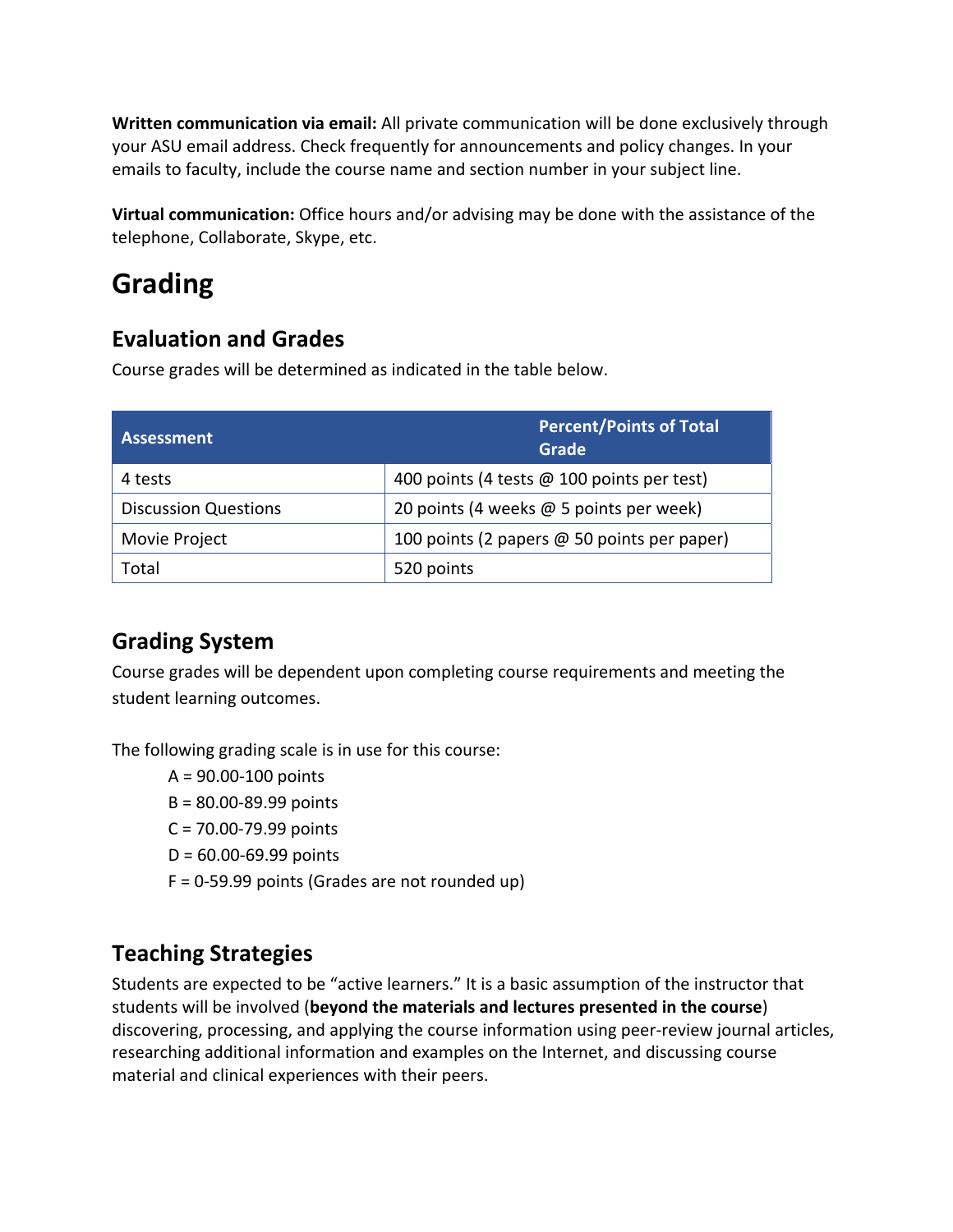**Written communication via email:** All private communication will be done exclusively through your ASU email address. Check frequently for announcements and policy changes. In your emails to faculty, include the course name and section number in your subject line.

**Virtual communication:** Office hours and/or advising may be done with the assistance of the telephone, Collaborate, Skype, etc.

# Grading

## Evaluation and Grades

Course grades will be determined as indicated in the table below.

| Assessment | Percent/Points of Total Grade |
|---|---|
| 4 tests | 400 points (4 tests @ 100 points per test) |
| Discussion Questions | 20 points (4 weeks @ 5 points per week) |
| Movie Project | 100 points (2 papers @ 50 points per paper) |
| Total | 520 points |

## Grading System

Course grades will be dependent upon completing course requirements and meeting the student learning outcomes.

The following grading scale is in use for this course:

A = 90.00-100 points
B = 80.00-89.99 points
C = 70.00-79.99 points
D = 60.00-69.99 points
F = 0-59.99 points (Grades are not rounded up)

## Teaching Strategies

Students are expected to be "active learners." It is a basic assumption of the instructor that students will be involved (**beyond the materials and lectures presented in the course**) discovering, processing, and applying the course information using peer-review journal articles, researching additional information and examples on the Internet, and discussing course material and clinical experiences with their peers.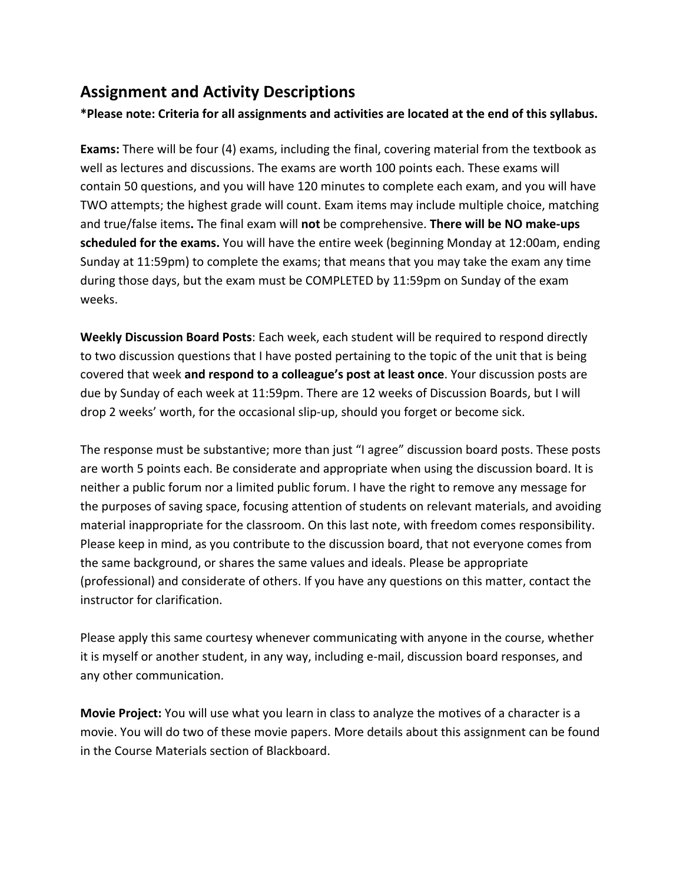## Assignment and Activity Descriptions

**\*Please note: Criteria for all assignments and activities are located at the end of this syllabus.**

**Exams:** There will be four (4) exams, including the final, covering material from the textbook as well as lectures and discussions. The exams are worth 100 points each. These exams will contain 50 questions, and you will have 120 minutes to complete each exam, and you will have TWO attempts; the highest grade will count. Exam items may include multiple choice, matching and true/false items**.** The final exam will **not** be comprehensive. **There will be NO make-ups scheduled for the exams.** You will have the entire week (beginning Monday at 12:00am, ending Sunday at 11:59pm) to complete the exams; that means that you may take the exam any time during those days, but the exam must be COMPLETED by 11:59pm on Sunday of the exam weeks.

**Weekly Discussion Board Posts**: Each week, each student will be required to respond directly to two discussion questions that I have posted pertaining to the topic of the unit that is being covered that week **and respond to a colleague's post at least once**. Your discussion posts are due by Sunday of each week at 11:59pm. There are 12 weeks of Discussion Boards, but I will drop 2 weeks' worth, for the occasional slip-up, should you forget or become sick.

The response must be substantive; more than just "I agree" discussion board posts. These posts are worth 5 points each. Be considerate and appropriate when using the discussion board. It is neither a public forum nor a limited public forum. I have the right to remove any message for the purposes of saving space, focusing attention of students on relevant materials, and avoiding material inappropriate for the classroom. On this last note, with freedom comes responsibility. Please keep in mind, as you contribute to the discussion board, that not everyone comes from the same background, or shares the same values and ideals. Please be appropriate (professional) and considerate of others. If you have any questions on this matter, contact the instructor for clarification.

Please apply this same courtesy whenever communicating with anyone in the course, whether it is myself or another student, in any way, including e-mail, discussion board responses, and any other communication.

**Movie Project:** You will use what you learn in class to analyze the motives of a character is a movie. You will do two of these movie papers. More details about this assignment can be found in the Course Materials section of Blackboard.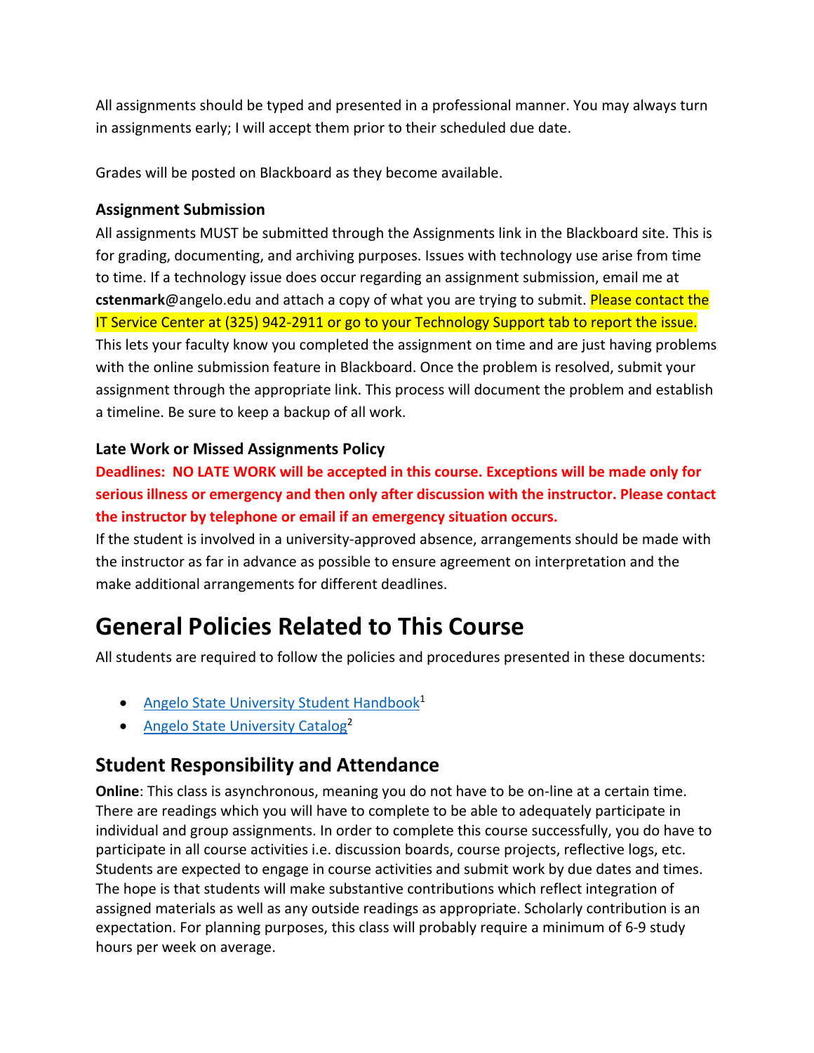All assignments should be typed and presented in a professional manner. You may always turn in assignments early; I will accept them prior to their scheduled due date.

Grades will be posted on Blackboard as they become available.

### Assignment Submission

All assignments MUST be submitted through the Assignments link in the Blackboard site. This is for grading, documenting, and archiving purposes. Issues with technology use arise from time to time. If a technology issue does occur regarding an assignment submission, email me at **cstenmark**@angelo.edu and attach a copy of what you are trying to submit. Please contact the IT Service Center at (325) 942-2911 or go to your Technology Support tab to report the issue. This lets your faculty know you completed the assignment on time and are just having problems with the online submission feature in Blackboard. Once the problem is resolved, submit your assignment through the appropriate link. This process will document the problem and establish a timeline. Be sure to keep a backup of all work.

### Late Work or Missed Assignments Policy

**Deadlines: NO LATE WORK will be accepted in this course. Exceptions will be made only for serious illness or emergency and then only after discussion with the instructor. Please contact the instructor by telephone or email if an emergency situation occurs.**

If the student is involved in a university-approved absence, arrangements should be made with the instructor as far in advance as possible to ensure agreement on interpretation and the make additional arrangements for different deadlines.

# General Policies Related to This Course

All students are required to follow the policies and procedures presented in these documents:

- Angelo State University Student Handbook[1]
- Angelo State University Catalog[2]

## Student Responsibility and Attendance

**Online**: This class is asynchronous, meaning you do not have to be on-line at a certain time. There are readings which you will have to complete to be able to adequately participate in individual and group assignments. In order to complete this course successfully, you do have to participate in all course activities i.e. discussion boards, course projects, reflective logs, etc. Students are expected to engage in course activities and submit work by due dates and times. The hope is that students will make substantive contributions which reflect integration of assigned materials as well as any outside readings as appropriate. Scholarly contribution is an expectation. For planning purposes, this class will probably require a minimum of 6-9 study hours per week on average.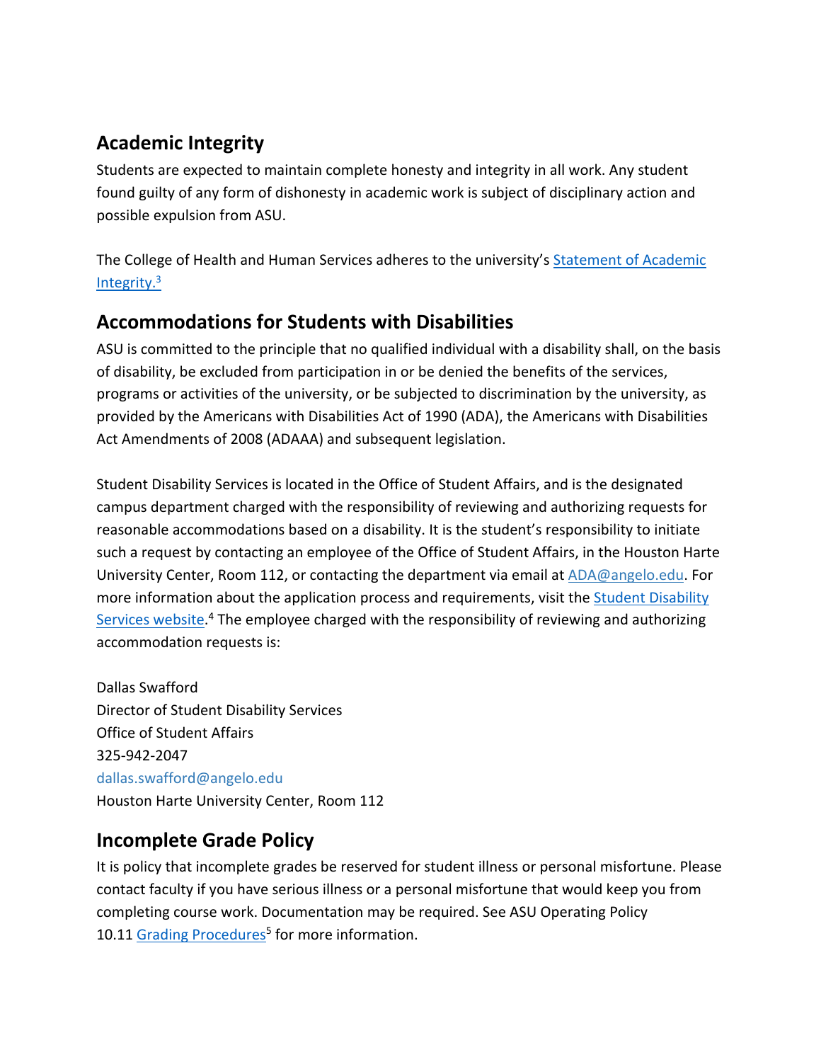## Academic Integrity

Students are expected to maintain complete honesty and integrity in all work. Any student found guilty of any form of dishonesty in academic work is subject of disciplinary action and possible expulsion from ASU.

The College of Health and Human Services adheres to the university's Statement of Academic Integrity.[3]

## Accommodations for Students with Disabilities

ASU is committed to the principle that no qualified individual with a disability shall, on the basis of disability, be excluded from participation in or be denied the benefits of the services, programs or activities of the university, or be subjected to discrimination by the university, as provided by the Americans with Disabilities Act of 1990 (ADA), the Americans with Disabilities Act Amendments of 2008 (ADAAA) and subsequent legislation.

Student Disability Services is located in the Office of Student Affairs, and is the designated campus department charged with the responsibility of reviewing and authorizing requests for reasonable accommodations based on a disability. It is the student's responsibility to initiate such a request by contacting an employee of the Office of Student Affairs, in the Houston Harte University Center, Room 112, or contacting the department via email at ADA@angelo.edu. For more information about the application process and requirements, visit the Student Disability Services website.[4] The employee charged with the responsibility of reviewing and authorizing accommodation requests is:

Dallas Swafford
Director of Student Disability Services
Office of Student Affairs
325-942-2047
dallas.swafford@angelo.edu
Houston Harte University Center, Room 112

## Incomplete Grade Policy

It is policy that incomplete grades be reserved for student illness or personal misfortune. Please contact faculty if you have serious illness or a personal misfortune that would keep you from completing course work. Documentation may be required. See ASU Operating Policy 10.11 Grading Procedures[5] for more information.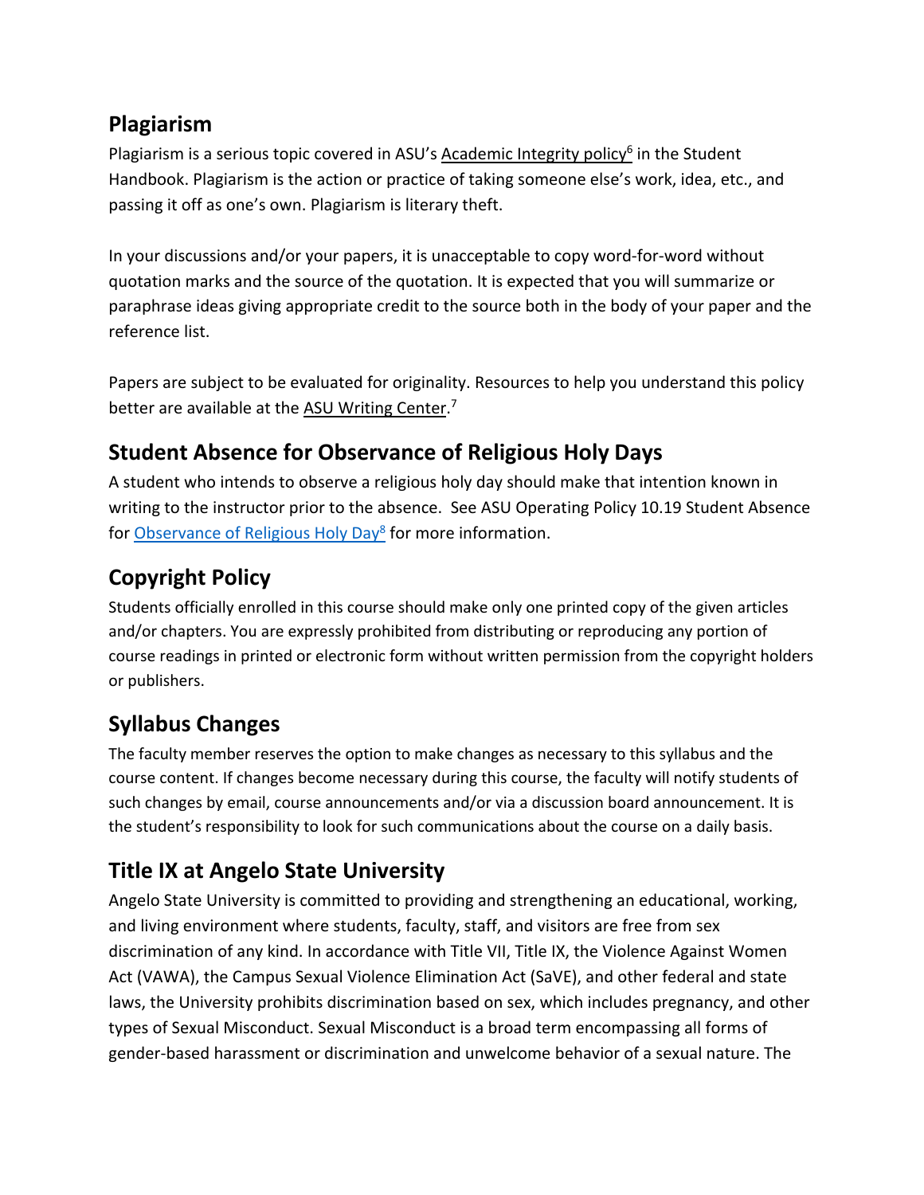## Plagiarism

Plagiarism is a serious topic covered in ASU's Academic Integrity policy[6] in the Student Handbook. Plagiarism is the action or practice of taking someone else's work, idea, etc., and passing it off as one's own. Plagiarism is literary theft.

In your discussions and/or your papers, it is unacceptable to copy word-for-word without quotation marks and the source of the quotation. It is expected that you will summarize or paraphrase ideas giving appropriate credit to the source both in the body of your paper and the reference list.

Papers are subject to be evaluated for originality. Resources to help you understand this policy better are available at the ASU Writing Center.[7]

## Student Absence for Observance of Religious Holy Days

A student who intends to observe a religious holy day should make that intention known in writing to the instructor prior to the absence. See ASU Operating Policy 10.19 Student Absence for Observance of Religious Holy Day[8] for more information.

## Copyright Policy

Students officially enrolled in this course should make only one printed copy of the given articles and/or chapters. You are expressly prohibited from distributing or reproducing any portion of course readings in printed or electronic form without written permission from the copyright holders or publishers.

## Syllabus Changes

The faculty member reserves the option to make changes as necessary to this syllabus and the course content. If changes become necessary during this course, the faculty will notify students of such changes by email, course announcements and/or via a discussion board announcement. It is the student's responsibility to look for such communications about the course on a daily basis.

## Title IX at Angelo State University

Angelo State University is committed to providing and strengthening an educational, working, and living environment where students, faculty, staff, and visitors are free from sex discrimination of any kind. In accordance with Title VII, Title IX, the Violence Against Women Act (VAWA), the Campus Sexual Violence Elimination Act (SaVE), and other federal and state laws, the University prohibits discrimination based on sex, which includes pregnancy, and other types of Sexual Misconduct. Sexual Misconduct is a broad term encompassing all forms of gender-based harassment or discrimination and unwelcome behavior of a sexual nature. The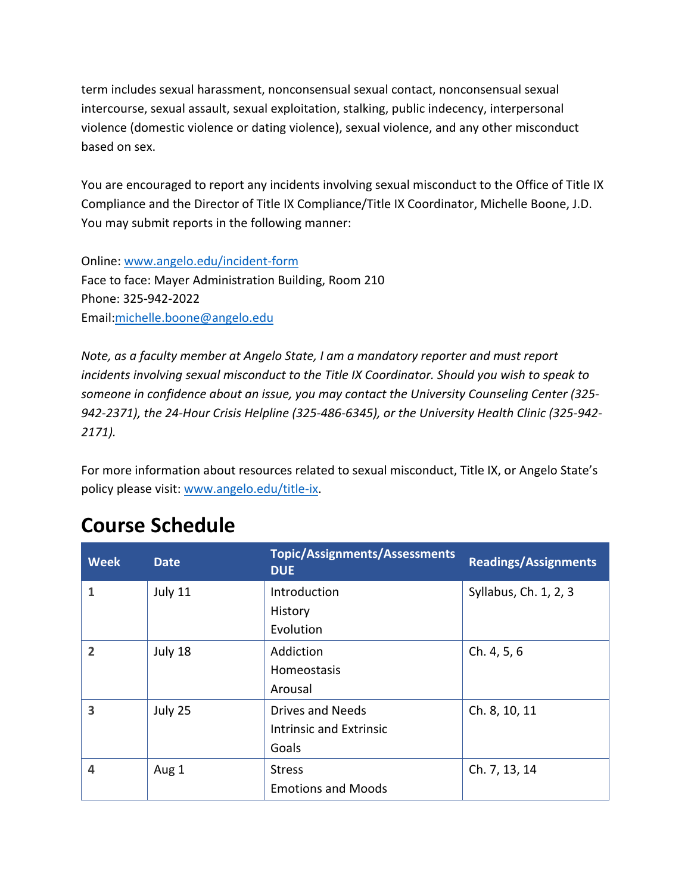term includes sexual harassment, nonconsensual sexual contact, nonconsensual sexual intercourse, sexual assault, sexual exploitation, stalking, public indecency, interpersonal violence (domestic violence or dating violence), sexual violence, and any other misconduct based on sex.

You are encouraged to report any incidents involving sexual misconduct to the Office of Title IX Compliance and the Director of Title IX Compliance/Title IX Coordinator, Michelle Boone, J.D. You may submit reports in the following manner:

Online: www.angelo.edu/incident-form  
Face to face: Mayer Administration Building, Room 210  
Phone: 325-942-2022  
Email:michelle.boone@angelo.edu

*Note, as a faculty member at Angelo State, I am a mandatory reporter and must report incidents involving sexual misconduct to the Title IX Coordinator. Should you wish to speak to someone in confidence about an issue, you may contact the University Counseling Center (325-942-2371), the 24-Hour Crisis Helpline (325-486-6345), or the University Health Clinic (325-942-2171).*

For more information about resources related to sexual misconduct, Title IX, or Angelo State's policy please visit: www.angelo.edu/title-ix.

# Course Schedule

| Week | Date | Topic/Assignments/Assessments DUE | Readings/Assignments |
|---|---|---|---|
| 1 | July 11 | Introduction<br>History<br>Evolution | Syllabus, Ch. 1, 2, 3 |
| 2 | July 18 | Addiction<br>Homeostasis<br>Arousal | Ch. 4, 5, 6 |
| 3 | July 25 | Drives and Needs<br>Intrinsic and Extrinsic<br>Goals | Ch. 8, 10, 11 |
| 4 | Aug 1 | Stress<br>Emotions and Moods | Ch. 7, 13, 14 |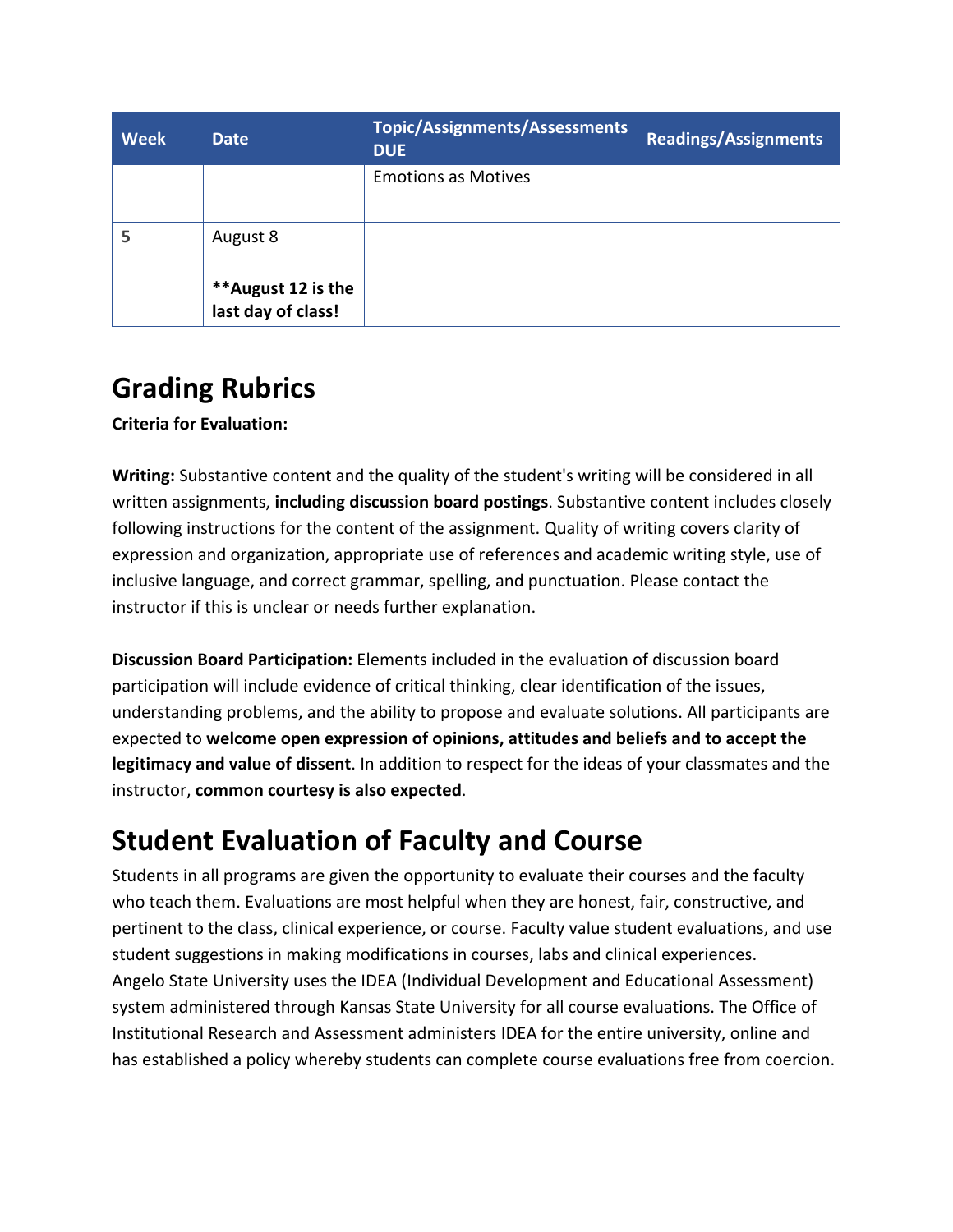| Week | Date | Topic/Assignments/Assessments DUE | Readings/Assignments |
| --- | --- | --- | --- |
| | | Emotions as Motives | |
| 5 | August 8<br><br>**\*\*August 12 is the last day of class!** | | |

## Grading Rubrics

**Criteria for Evaluation:**

**Writing:** Substantive content and the quality of the student's writing will be considered in all written assignments, **including discussion board postings**. Substantive content includes closely following instructions for the content of the assignment. Quality of writing covers clarity of expression and organization, appropriate use of references and academic writing style, use of inclusive language, and correct grammar, spelling, and punctuation. Please contact the instructor if this is unclear or needs further explanation.

**Discussion Board Participation:** Elements included in the evaluation of discussion board participation will include evidence of critical thinking, clear identification of the issues, understanding problems, and the ability to propose and evaluate solutions. All participants are expected to **welcome open expression of opinions, attitudes and beliefs and to accept the legitimacy and value of dissent**. In addition to respect for the ideas of your classmates and the instructor, **common courtesy is also expected**.

## Student Evaluation of Faculty and Course

Students in all programs are given the opportunity to evaluate their courses and the faculty who teach them. Evaluations are most helpful when they are honest, fair, constructive, and pertinent to the class, clinical experience, or course. Faculty value student evaluations, and use student suggestions in making modifications in courses, labs and clinical experiences. Angelo State University uses the IDEA (Individual Development and Educational Assessment) system administered through Kansas State University for all course evaluations. The Office of Institutional Research and Assessment administers IDEA for the entire university, online and has established a policy whereby students can complete course evaluations free from coercion.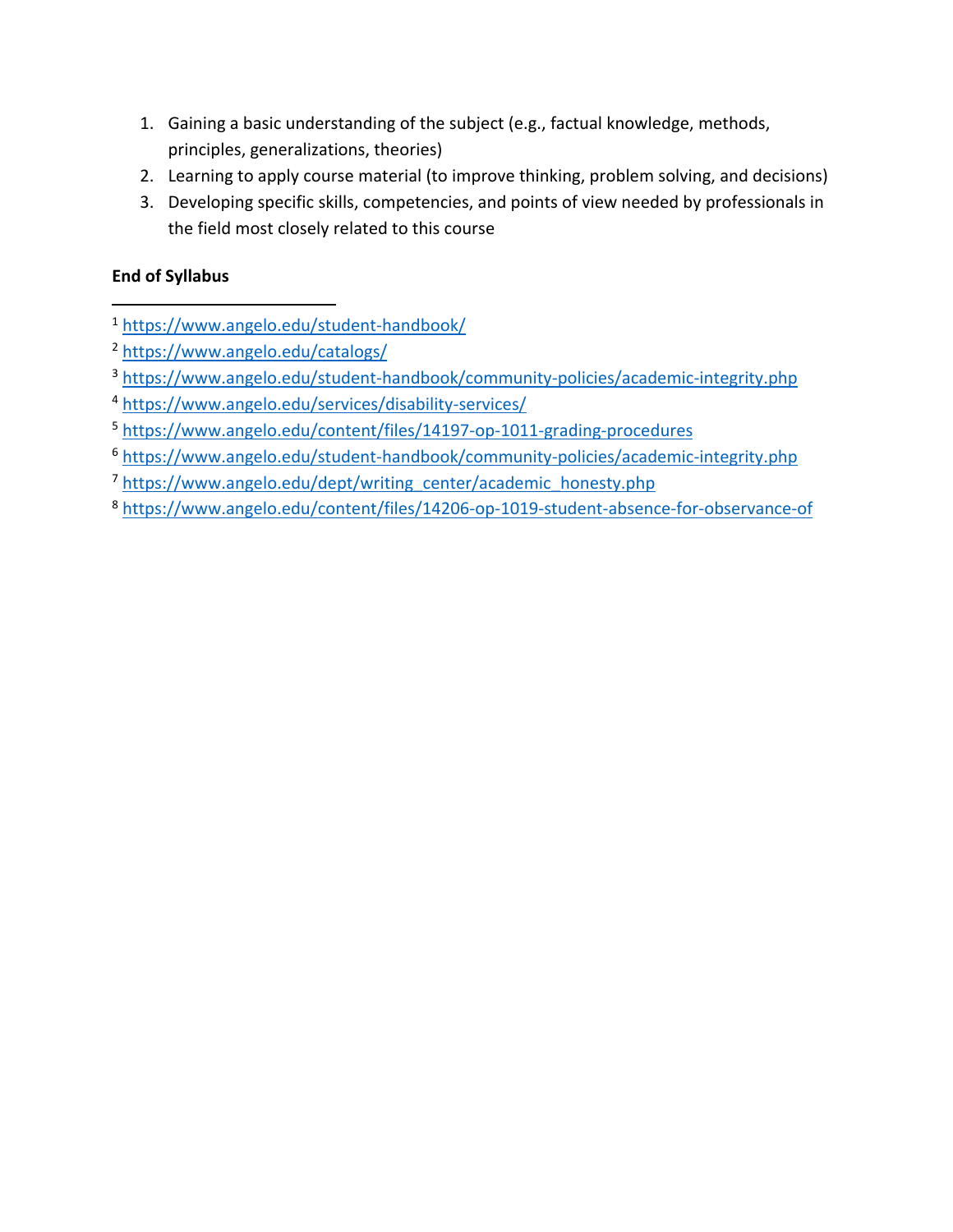1. Gaining a basic understanding of the subject (e.g., factual knowledge, methods, principles, generalizations, theories)
2. Learning to apply course material (to improve thinking, problem solving, and decisions)
3. Developing specific skills, competencies, and points of view needed by professionals in the field most closely related to this course

**End of Syllabus**

---

[1] https://www.angelo.edu/student-handbook/

[2] https://www.angelo.edu/catalogs/

[3] https://www.angelo.edu/student-handbook/community-policies/academic-integrity.php

[4] https://www.angelo.edu/services/disability-services/

[5] https://www.angelo.edu/content/files/14197-op-1011-grading-procedures

[6] https://www.angelo.edu/student-handbook/community-policies/academic-integrity.php

[7] https://www.angelo.edu/dept/writing_center/academic_honesty.php

[8] https://www.angelo.edu/content/files/14206-op-1019-student-absence-for-observance-of